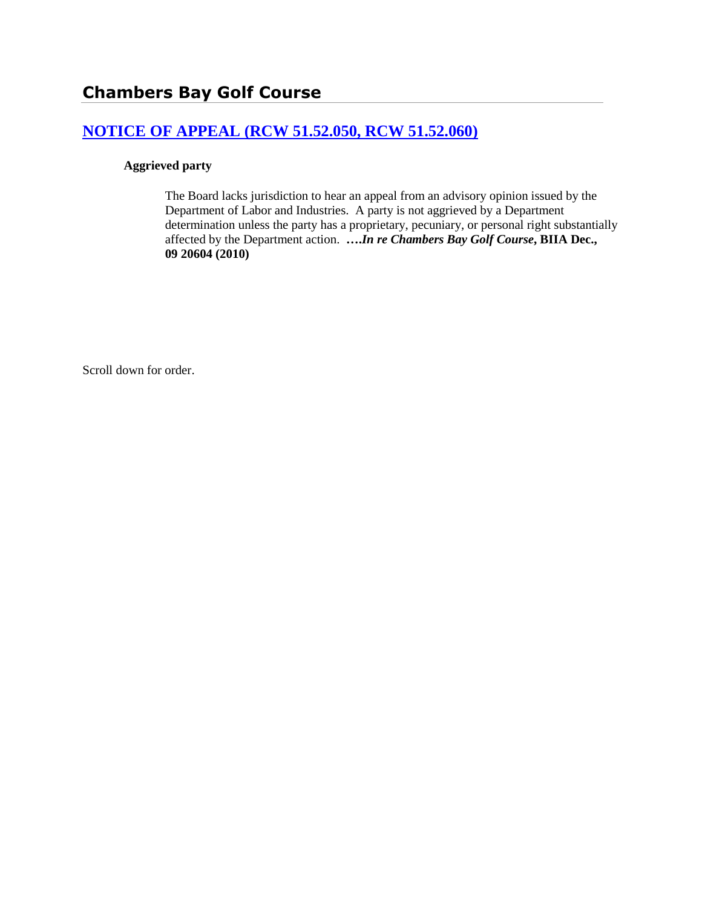## Chambers Bay Golf Course

### [NOTICE OF APPEAL (RCW 51.52.050, RCW 51.52.060)]()

**Aggrieved party**

> The Board lacks jurisdiction to hear an appeal from an advisory opinion issued by the Department of Labor and Industries. A party is not aggrieved by a Department determination unless the party has a proprietary, pecuniary, or personal right substantially affected by the Department action. ***….In re Chambers Bay Golf Course*, BIIA Dec., 09 20604 (2010)**

Scroll down for order.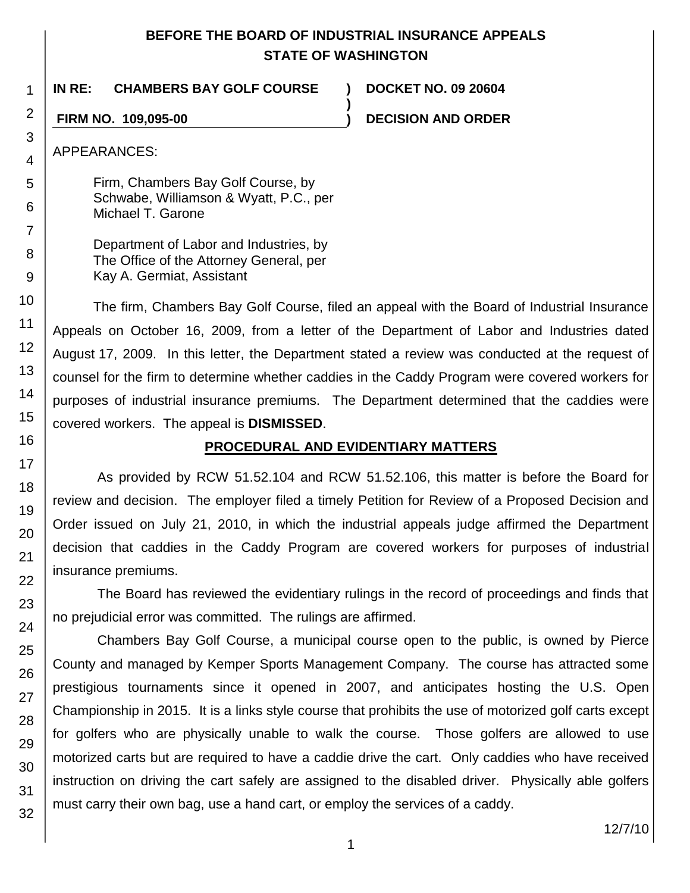# BEFORE THE BOARD OF INDUSTRIAL INSURANCE APPEALS
# STATE OF WASHINGTON

**IN RE: CHAMBERS BAY GOLF COURSE** ) **DOCKET NO. 09 20604**
)
**FIRM NO. 109,095-00** ) **DECISION AND ORDER**

APPEARANCES:

Firm, Chambers Bay Golf Course, by
Schwabe, Williamson & Wyatt, P.C., per
Michael T. Garone

Department of Labor and Industries, by
The Office of the Attorney General, per
Kay A. Germiat, Assistant

The firm, Chambers Bay Golf Course, filed an appeal with the Board of Industrial Insurance Appeals on October 16, 2009, from a letter of the Department of Labor and Industries dated August 17, 2009. In this letter, the Department stated a review was conducted at the request of counsel for the firm to determine whether caddies in the Caddy Program were covered workers for purposes of industrial insurance premiums. The Department determined that the caddies were covered workers. The appeal is **DISMISSED**.

## PROCEDURAL AND EVIDENTIARY MATTERS

As provided by RCW 51.52.104 and RCW 51.52.106, this matter is before the Board for review and decision. The employer filed a timely Petition for Review of a Proposed Decision and Order issued on July 21, 2010, in which the industrial appeals judge affirmed the Department decision that caddies in the Caddy Program are covered workers for purposes of industrial insurance premiums.

The Board has reviewed the evidentiary rulings in the record of proceedings and finds that no prejudicial error was committed. The rulings are affirmed.

Chambers Bay Golf Course, a municipal course open to the public, is owned by Pierce County and managed by Kemper Sports Management Company. The course has attracted some prestigious tournaments since it opened in 2007, and anticipates hosting the U.S. Open Championship in 2015. It is a links style course that prohibits the use of motorized golf carts except for golfers who are physically unable to walk the course. Those golfers are allowed to use motorized carts but are required to have a caddie drive the cart. Only caddies who have received instruction on driving the cart safely are assigned to the disabled driver. Physically able golfers must carry their own bag, use a hand cart, or employ the services of a caddy.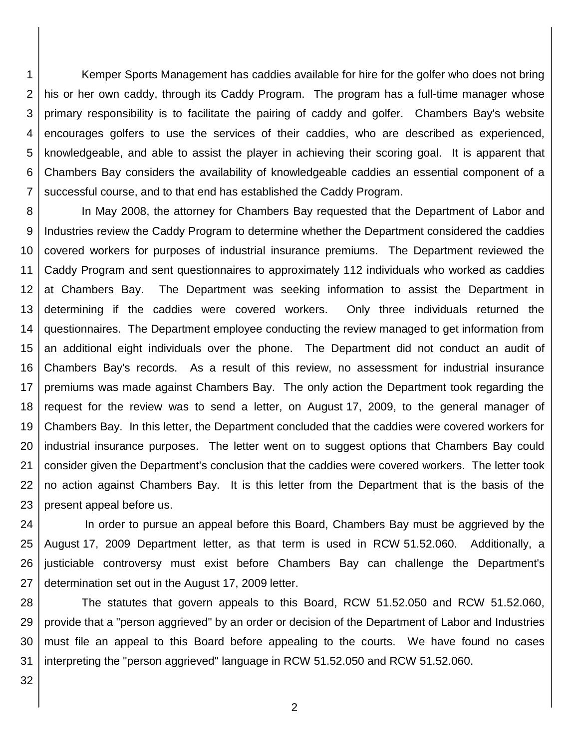Kemper Sports Management has caddies available for hire for the golfer who does not bring his or her own caddy, through its Caddy Program. The program has a full-time manager whose primary responsibility is to facilitate the pairing of caddy and golfer. Chambers Bay's website encourages golfers to use the services of their caddies, who are described as experienced, knowledgeable, and able to assist the player in achieving their scoring goal. It is apparent that Chambers Bay considers the availability of knowledgeable caddies an essential component of a successful course, and to that end has established the Caddy Program.

In May 2008, the attorney for Chambers Bay requested that the Department of Labor and Industries review the Caddy Program to determine whether the Department considered the caddies covered workers for purposes of industrial insurance premiums. The Department reviewed the Caddy Program and sent questionnaires to approximately 112 individuals who worked as caddies at Chambers Bay. The Department was seeking information to assist the Department in determining if the caddies were covered workers. Only three individuals returned the questionnaires. The Department employee conducting the review managed to get information from an additional eight individuals over the phone. The Department did not conduct an audit of Chambers Bay's records. As a result of this review, no assessment for industrial insurance premiums was made against Chambers Bay. The only action the Department took regarding the request for the review was to send a letter, on August 17, 2009, to the general manager of Chambers Bay. In this letter, the Department concluded that the caddies were covered workers for industrial insurance purposes. The letter went on to suggest options that Chambers Bay could consider given the Department's conclusion that the caddies were covered workers. The letter took no action against Chambers Bay. It is this letter from the Department that is the basis of the present appeal before us.

In order to pursue an appeal before this Board, Chambers Bay must be aggrieved by the August 17, 2009 Department letter, as that term is used in RCW 51.52.060. Additionally, a justiciable controversy must exist before Chambers Bay can challenge the Department's determination set out in the August 17, 2009 letter.

The statutes that govern appeals to this Board, RCW 51.52.050 and RCW 51.52.060, provide that a "person aggrieved" by an order or decision of the Department of Labor and Industries must file an appeal to this Board before appealing to the courts. We have found no cases interpreting the "person aggrieved" language in RCW 51.52.050 and RCW 51.52.060.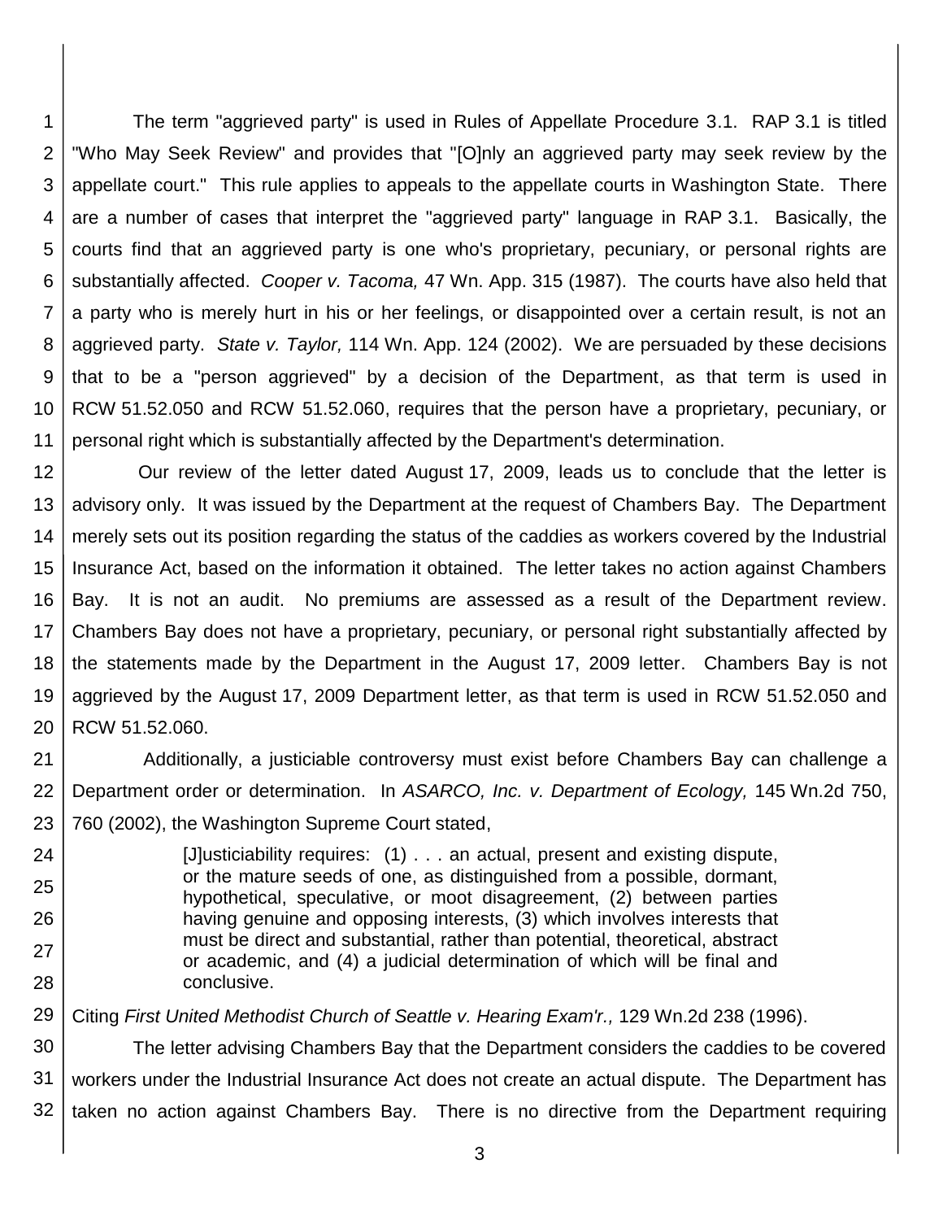The term "aggrieved party" is used in Rules of Appellate Procedure 3.1. RAP 3.1 is titled "Who May Seek Review" and provides that "[O]nly an aggrieved party may seek review by the appellate court." This rule applies to appeals to the appellate courts in Washington State. There are a number of cases that interpret the "aggrieved party" language in RAP 3.1. Basically, the courts find that an aggrieved party is one who's proprietary, pecuniary, or personal rights are substantially affected. *Cooper v. Tacoma,* 47 Wn. App. 315 (1987). The courts have also held that a party who is merely hurt in his or her feelings, or disappointed over a certain result, is not an aggrieved party. *State v. Taylor,* 114 Wn. App. 124 (2002). We are persuaded by these decisions that to be a "person aggrieved" by a decision of the Department, as that term is used in RCW 51.52.050 and RCW 51.52.060, requires that the person have a proprietary, pecuniary, or personal right which is substantially affected by the Department's determination.

Our review of the letter dated August 17, 2009, leads us to conclude that the letter is advisory only. It was issued by the Department at the request of Chambers Bay. The Department merely sets out its position regarding the status of the caddies as workers covered by the Industrial Insurance Act, based on the information it obtained. The letter takes no action against Chambers Bay. It is not an audit. No premiums are assessed as a result of the Department review. Chambers Bay does not have a proprietary, pecuniary, or personal right substantially affected by the statements made by the Department in the August 17, 2009 letter. Chambers Bay is not aggrieved by the August 17, 2009 Department letter, as that term is used in RCW 51.52.050 and RCW 51.52.060.

Additionally, a justiciable controversy must exist before Chambers Bay can challenge a Department order or determination. In *ASARCO, Inc. v. Department of Ecology,* 145 Wn.2d 750, 760 (2002), the Washington Supreme Court stated,

> [J]usticiability requires: (1) . . . an actual, present and existing dispute, or the mature seeds of one, as distinguished from a possible, dormant, hypothetical, speculative, or moot disagreement, (2) between parties having genuine and opposing interests, (3) which involves interests that must be direct and substantial, rather than potential, theoretical, abstract or academic, and (4) a judicial determination of which will be final and conclusive.

Citing *First United Methodist Church of Seattle v. Hearing Exam'r.,* 129 Wn.2d 238 (1996).

The letter advising Chambers Bay that the Department considers the caddies to be covered workers under the Industrial Insurance Act does not create an actual dispute. The Department has taken no action against Chambers Bay. There is no directive from the Department requiring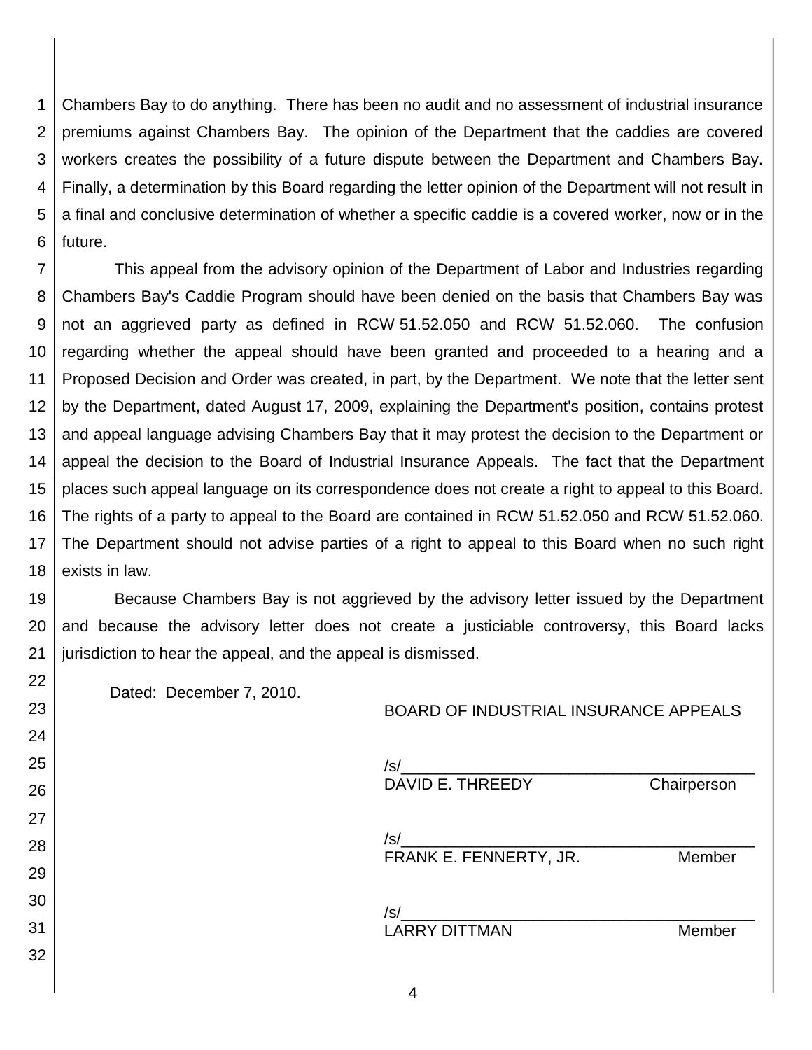Chambers Bay to do anything. There has been no audit and no assessment of industrial insurance premiums against Chambers Bay. The opinion of the Department that the caddies are covered workers creates the possibility of a future dispute between the Department and Chambers Bay. Finally, a determination by this Board regarding the letter opinion of the Department will not result in a final and conclusive determination of whether a specific caddie is a covered worker, now or in the future.

This appeal from the advisory opinion of the Department of Labor and Industries regarding Chambers Bay's Caddie Program should have been denied on the basis that Chambers Bay was not an aggrieved party as defined in RCW 51.52.050 and RCW 51.52.060. The confusion regarding whether the appeal should have been granted and proceeded to a hearing and a Proposed Decision and Order was created, in part, by the Department. We note that the letter sent by the Department, dated August 17, 2009, explaining the Department's position, contains protest and appeal language advising Chambers Bay that it may protest the decision to the Department or appeal the decision to the Board of Industrial Insurance Appeals. The fact that the Department places such appeal language on its correspondence does not create a right to appeal to this Board. The rights of a party to appeal to the Board are contained in RCW 51.52.050 and RCW 51.52.060. The Department should not advise parties of a right to appeal to this Board when no such right exists in law.

Because Chambers Bay is not aggrieved by the advisory letter issued by the Department and because the advisory letter does not create a justiciable controversy, this Board lacks jurisdiction to hear the appeal, and the appeal is dismissed.

Dated: December 7, 2010.

BOARD OF INDUSTRIAL INSURANCE APPEALS

/s/
DAVID E. THREEDY Chairperson

/s/
FRANK E. FENNERTY, JR. Member

/s/
LARRY DITTMAN Member